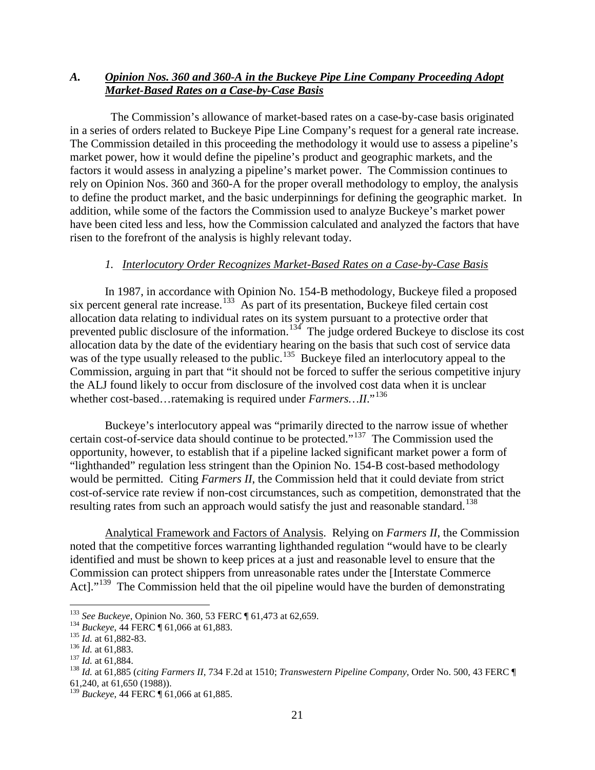### *A. Opinion Nos. 360 and 360-A in the Buckeye Pipe Line Company Proceeding Adopt Market-Based Rates on a Case-by-Case Basis*

The Commission's allowance of market-based rates on a case-by-case basis originated in a series of orders related to Buckeye Pipe Line Company's request for a general rate increase. The Commission detailed in this proceeding the methodology it would use to assess a pipeline's market power, how it would define the pipeline's product and geographic markets, and the factors it would assess in analyzing a pipeline's market power. The Commission continues to rely on Opinion Nos. 360 and 360-A for the proper overall methodology to employ, the analysis to define the product market, and the basic underpinnings for defining the geographic market. In addition, while some of the factors the Commission used to analyze Buckeye's market power have been cited less and less, how the Commission calculated and analyzed the factors that have risen to the forefront of the analysis is highly relevant today.

#### *1. Interlocutory Order Recognizes Market-Based Rates on a Case-by-Case Basis*

In 1987, in accordance with Opinion No. 154-B methodology, Buckeye filed a proposed six percent general rate increase.[133] As part of its presentation, Buckeye filed certain cost allocation data relating to individual rates on its system pursuant to a protective order that prevented public disclosure of the information.[134] The judge ordered Buckeye to disclose its cost allocation data by the date of the evidentiary hearing on the basis that such cost of service data was of the type usually released to the public.[135] Buckeye filed an interlocutory appeal to the Commission, arguing in part that "it should not be forced to suffer the serious competitive injury the ALJ found likely to occur from disclosure of the involved cost data when it is unclear whether cost-based…ratemaking is required under *Farmers…II*."[136]

Buckeye's interlocutory appeal was "primarily directed to the narrow issue of whether certain cost-of-service data should continue to be protected."[137] The Commission used the opportunity, however, to establish that if a pipeline lacked significant market power a form of "lighthanded" regulation less stringent than the Opinion No. 154-B cost-based methodology would be permitted. Citing *Farmers II*, the Commission held that it could deviate from strict cost-of-service rate review if non-cost circumstances, such as competition, demonstrated that the resulting rates from such an approach would satisfy the just and reasonable standard.[138]

Analytical Framework and Factors of Analysis. Relying on *Farmers II*, the Commission noted that the competitive forces warranting lighthanded regulation "would have to be clearly identified and must be shown to keep prices at a just and reasonable level to ensure that the Commission can protect shippers from unreasonable rates under the [Interstate Commerce Act]."[139] The Commission held that the oil pipeline would have the burden of demonstrating

---

[133] *See Buckeye*, Opinion No. 360, 53 FERC ¶ 61,473 at 62,659.

[134] *Buckeye*, 44 FERC ¶ 61,066 at 61,883.

[135] *Id.* at 61,882-83.

[136] *Id.* at 61,883.

[137] *Id.* at 61,884.

[138] *Id.* at 61,885 (*citing Farmers II*, 734 F.2d at 1510; *Transwestern Pipeline Company*, Order No. 500, 43 FERC ¶ 61,240, at 61,650 (1988)).

[139] *Buckeye*, 44 FERC ¶ 61,066 at 61,885.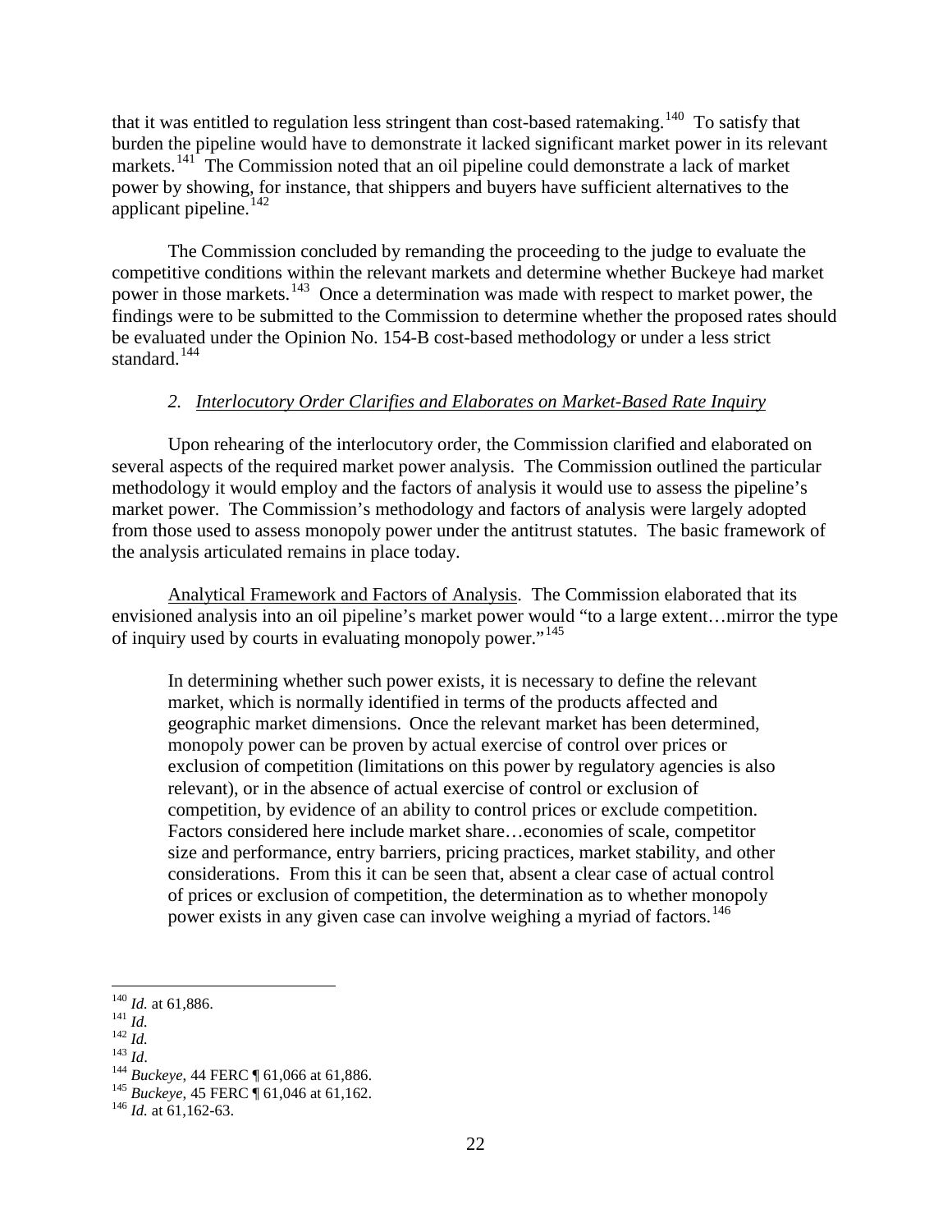that it was entitled to regulation less stringent than cost-based ratemaking.[140] To satisfy that burden the pipeline would have to demonstrate it lacked significant market power in its relevant markets.[141] The Commission noted that an oil pipeline could demonstrate a lack of market power by showing, for instance, that shippers and buyers have sufficient alternatives to the applicant pipeline.[142]

The Commission concluded by remanding the proceeding to the judge to evaluate the competitive conditions within the relevant markets and determine whether Buckeye had market power in those markets.[143] Once a determination was made with respect to market power, the findings were to be submitted to the Commission to determine whether the proposed rates should be evaluated under the Opinion No. 154-B cost-based methodology or under a less strict standard.[144]

### *2. Interlocutory Order Clarifies and Elaborates on Market-Based Rate Inquiry*

Upon rehearing of the interlocutory order, the Commission clarified and elaborated on several aspects of the required market power analysis. The Commission outlined the particular methodology it would employ and the factors of analysis it would use to assess the pipeline's market power. The Commission's methodology and factors of analysis were largely adopted from those used to assess monopoly power under the antitrust statutes. The basic framework of the analysis articulated remains in place today.

Analytical Framework and Factors of Analysis. The Commission elaborated that its envisioned analysis into an oil pipeline's market power would "to a large extent…mirror the type of inquiry used by courts in evaluating monopoly power."[145]

> In determining whether such power exists, it is necessary to define the relevant market, which is normally identified in terms of the products affected and geographic market dimensions. Once the relevant market has been determined, monopoly power can be proven by actual exercise of control over prices or exclusion of competition (limitations on this power by regulatory agencies is also relevant), or in the absence of actual exercise of control or exclusion of competition, by evidence of an ability to control prices or exclude competition. Factors considered here include market share…economies of scale, competitor size and performance, entry barriers, pricing practices, market stability, and other considerations. From this it can be seen that, absent a clear case of actual control of prices or exclusion of competition, the determination as to whether monopoly power exists in any given case can involve weighing a myriad of factors.[146]

---

[140] *Id.* at 61,886.
[141] *Id.*
[142] *Id.*
[143] *Id*.
[144] *Buckeye*, 44 FERC ¶ 61,066 at 61,886.
[145] *Buckeye*, 45 FERC ¶ 61,046 at 61,162.
[146] *Id.* at 61,162-63.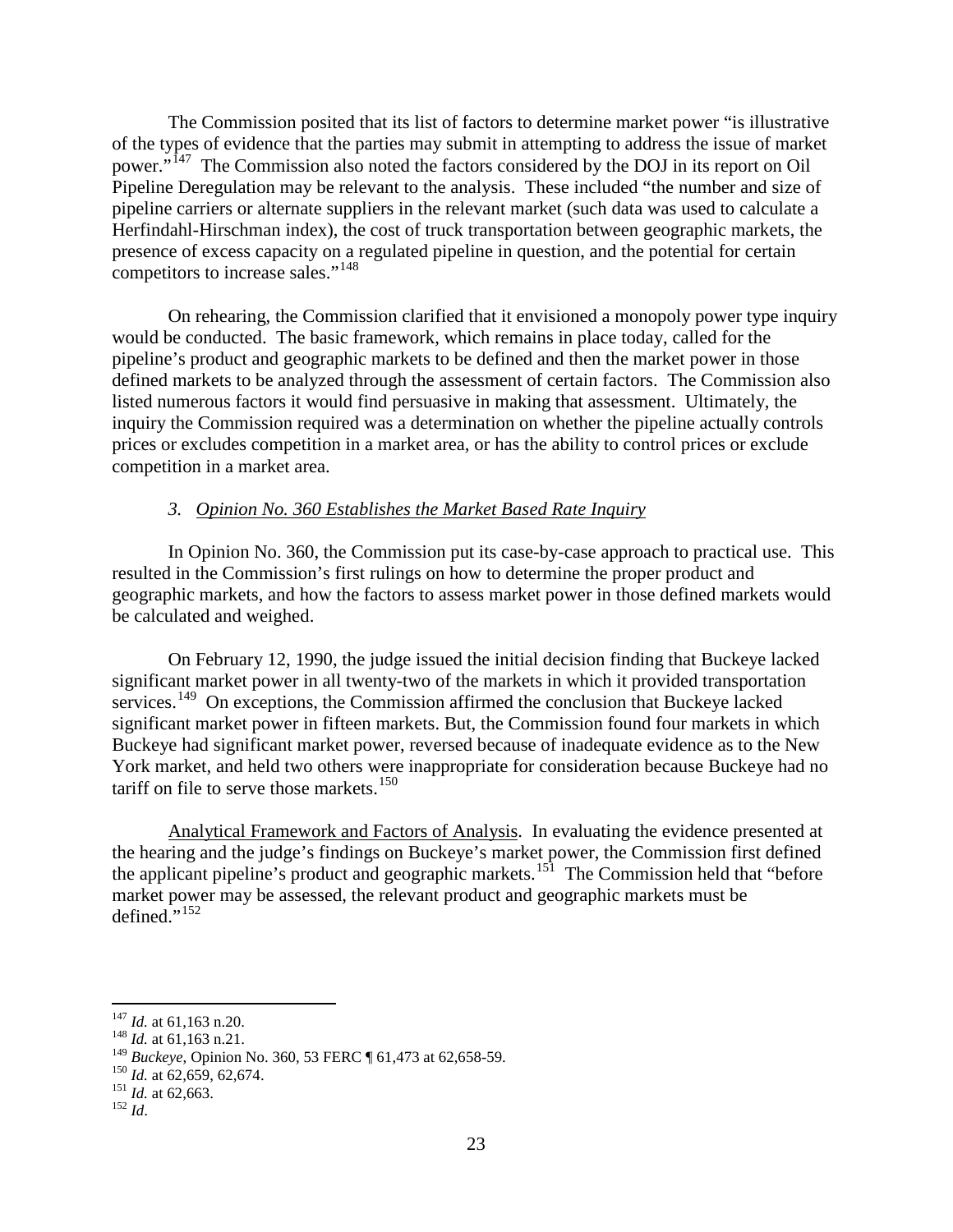The Commission posited that its list of factors to determine market power "is illustrative of the types of evidence that the parties may submit in attempting to address the issue of market power."[147] The Commission also noted the factors considered by the DOJ in its report on Oil Pipeline Deregulation may be relevant to the analysis. These included "the number and size of pipeline carriers or alternate suppliers in the relevant market (such data was used to calculate a Herfindahl-Hirschman index), the cost of truck transportation between geographic markets, the presence of excess capacity on a regulated pipeline in question, and the potential for certain competitors to increase sales."[148]

On rehearing, the Commission clarified that it envisioned a monopoly power type inquiry would be conducted. The basic framework, which remains in place today, called for the pipeline's product and geographic markets to be defined and then the market power in those defined markets to be analyzed through the assessment of certain factors. The Commission also listed numerous factors it would find persuasive in making that assessment. Ultimately, the inquiry the Commission required was a determination on whether the pipeline actually controls prices or excludes competition in a market area, or has the ability to control prices or exclude competition in a market area.

### *3. Opinion No. 360 Establishes the Market Based Rate Inquiry*

In Opinion No. 360, the Commission put its case-by-case approach to practical use. This resulted in the Commission's first rulings on how to determine the proper product and geographic markets, and how the factors to assess market power in those defined markets would be calculated and weighed.

On February 12, 1990, the judge issued the initial decision finding that Buckeye lacked significant market power in all twenty-two of the markets in which it provided transportation services.[149] On exceptions, the Commission affirmed the conclusion that Buckeye lacked significant market power in fifteen markets. But, the Commission found four markets in which Buckeye had significant market power, reversed because of inadequate evidence as to the New York market, and held two others were inappropriate for consideration because Buckeye had no tariff on file to serve those markets.[150]

Analytical Framework and Factors of Analysis. In evaluating the evidence presented at the hearing and the judge's findings on Buckeye's market power, the Commission first defined the applicant pipeline's product and geographic markets.[151] The Commission held that "before market power may be assessed, the relevant product and geographic markets must be defined."[152]

---

[147] *Id.* at 61,163 n.20.

[148] *Id.* at 61,163 n.21.

[149] *Buckeye*, Opinion No. 360, 53 FERC ¶ 61,473 at 62,658-59.

[150] *Id.* at 62,659, 62,674.

[151] *Id.* at 62,663.

[152] *Id*.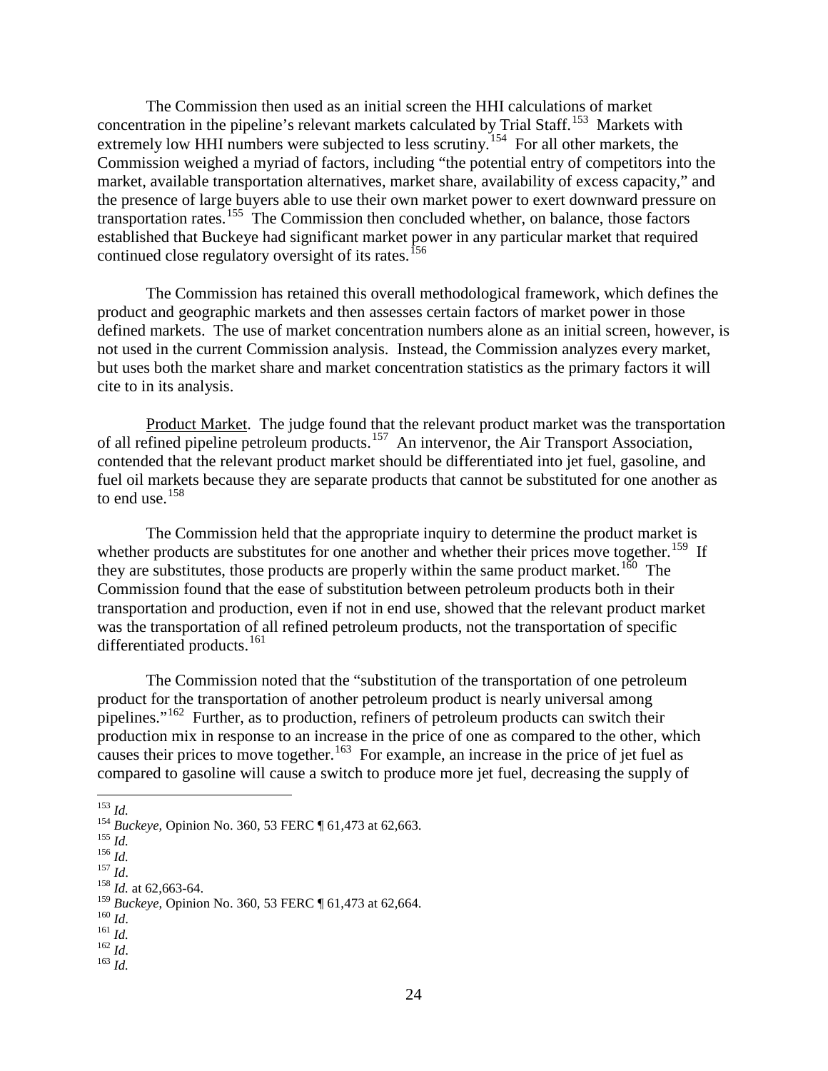The Commission then used as an initial screen the HHI calculations of market concentration in the pipeline's relevant markets calculated by Trial Staff.[153] Markets with extremely low HHI numbers were subjected to less scrutiny.[154] For all other markets, the Commission weighed a myriad of factors, including "the potential entry of competitors into the market, available transportation alternatives, market share, availability of excess capacity," and the presence of large buyers able to use their own market power to exert downward pressure on transportation rates.[155] The Commission then concluded whether, on balance, those factors established that Buckeye had significant market power in any particular market that required continued close regulatory oversight of its rates.[156]

The Commission has retained this overall methodological framework, which defines the product and geographic markets and then assesses certain factors of market power in those defined markets. The use of market concentration numbers alone as an initial screen, however, is not used in the current Commission analysis. Instead, the Commission analyzes every market, but uses both the market share and market concentration statistics as the primary factors it will cite to in its analysis.

Product Market. The judge found that the relevant product market was the transportation of all refined pipeline petroleum products.[157] An intervenor, the Air Transport Association, contended that the relevant product market should be differentiated into jet fuel, gasoline, and fuel oil markets because they are separate products that cannot be substituted for one another as to end use.[158]

The Commission held that the appropriate inquiry to determine the product market is whether products are substitutes for one another and whether their prices move together.[159] If they are substitutes, those products are properly within the same product market.[160] The Commission found that the ease of substitution between petroleum products both in their transportation and production, even if not in end use, showed that the relevant product market was the transportation of all refined petroleum products, not the transportation of specific differentiated products.[161]

The Commission noted that the "substitution of the transportation of one petroleum product for the transportation of another petroleum product is nearly universal among pipelines."[162] Further, as to production, refiners of petroleum products can switch their production mix in response to an increase in the price of one as compared to the other, which causes their prices to move together.[163] For example, an increase in the price of jet fuel as compared to gasoline will cause a switch to produce more jet fuel, decreasing the supply of

---

[153] *Id.*

[154] *Buckeye*, Opinion No. 360, 53 FERC ¶ 61,473 at 62,663.

[155] *Id.*

[156] *Id.*

[157] *Id*.

[158] *Id.* at 62,663-64.

[159] *Buckeye*, Opinion No. 360, 53 FERC ¶ 61,473 at 62,664.

[160] *Id*.

[161] *Id.*

[162] *Id*.

[163] *Id.*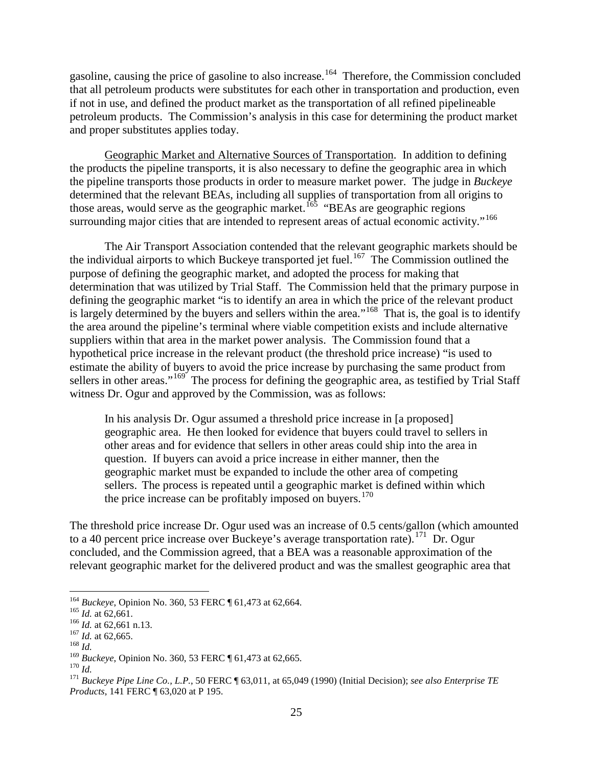gasoline, causing the price of gasoline to also increase.[164] Therefore, the Commission concluded that all petroleum products were substitutes for each other in transportation and production, even if not in use, and defined the product market as the transportation of all refined pipelineable petroleum products. The Commission's analysis in this case for determining the product market and proper substitutes applies today.

Geographic Market and Alternative Sources of Transportation. In addition to defining the products the pipeline transports, it is also necessary to define the geographic area in which the pipeline transports those products in order to measure market power. The judge in *Buckeye* determined that the relevant BEAs, including all supplies of transportation from all origins to those areas, would serve as the geographic market.[165] "BEAs are geographic regions surrounding major cities that are intended to represent areas of actual economic activity."[166]

The Air Transport Association contended that the relevant geographic markets should be the individual airports to which Buckeye transported jet fuel.[167] The Commission outlined the purpose of defining the geographic market, and adopted the process for making that determination that was utilized by Trial Staff. The Commission held that the primary purpose in defining the geographic market "is to identify an area in which the price of the relevant product is largely determined by the buyers and sellers within the area."[168] That is, the goal is to identify the area around the pipeline's terminal where viable competition exists and include alternative suppliers within that area in the market power analysis. The Commission found that a hypothetical price increase in the relevant product (the threshold price increase) "is used to estimate the ability of buyers to avoid the price increase by purchasing the same product from sellers in other areas."[169] The process for defining the geographic area, as testified by Trial Staff witness Dr. Ogur and approved by the Commission, was as follows:

> In his analysis Dr. Ogur assumed a threshold price increase in [a proposed] geographic area. He then looked for evidence that buyers could travel to sellers in other areas and for evidence that sellers in other areas could ship into the area in question. If buyers can avoid a price increase in either manner, then the geographic market must be expanded to include the other area of competing sellers. The process is repeated until a geographic market is defined within which the price increase can be profitably imposed on buyers.[170]

The threshold price increase Dr. Ogur used was an increase of 0.5 cents/gallon (which amounted to a 40 percent price increase over Buckeye's average transportation rate).[171] Dr. Ogur concluded, and the Commission agreed, that a BEA was a reasonable approximation of the relevant geographic market for the delivered product and was the smallest geographic area that

---

[164] *Buckeye*, Opinion No. 360, 53 FERC ¶ 61,473 at 62,664.

[165] *Id.* at 62,661.

[166] *Id.* at 62,661 n.13.

[167] *Id.* at 62,665.

[168] *Id.*

[169] *Buckeye*, Opinion No. 360, 53 FERC ¶ 61,473 at 62,665.

[170] *Id.*

[171] *Buckeye Pipe Line Co., L.P.*, 50 FERC ¶ 63,011, at 65,049 (1990) (Initial Decision); *see also Enterprise TE Products*, 141 FERC ¶ 63,020 at P 195.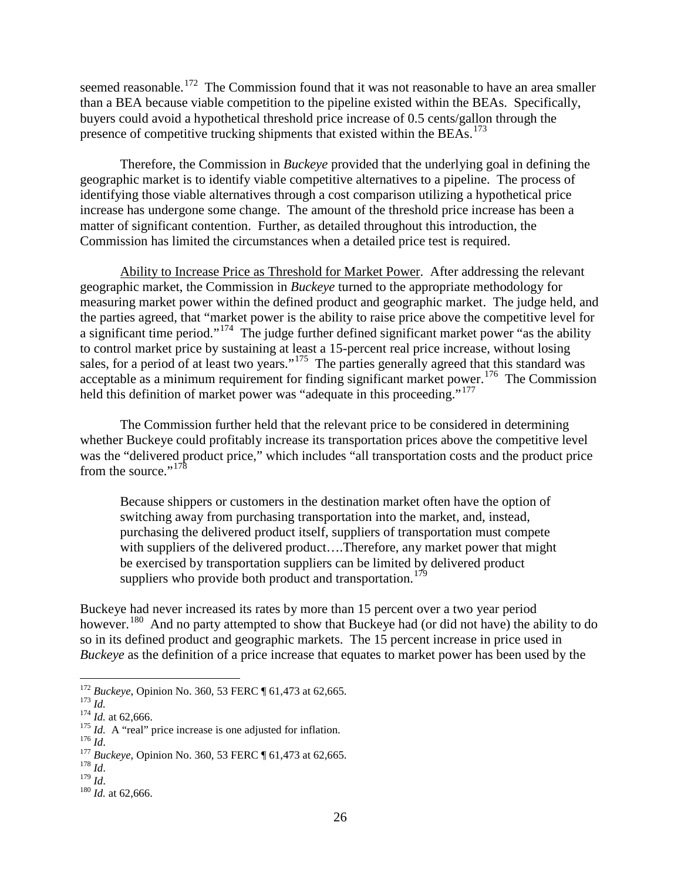seemed reasonable.[172] The Commission found that it was not reasonable to have an area smaller than a BEA because viable competition to the pipeline existed within the BEAs. Specifically, buyers could avoid a hypothetical threshold price increase of 0.5 cents/gallon through the presence of competitive trucking shipments that existed within the BEAs.[173]

Therefore, the Commission in *Buckeye* provided that the underlying goal in defining the geographic market is to identify viable competitive alternatives to a pipeline. The process of identifying those viable alternatives through a cost comparison utilizing a hypothetical price increase has undergone some change. The amount of the threshold price increase has been a matter of significant contention. Further, as detailed throughout this introduction, the Commission has limited the circumstances when a detailed price test is required.

Ability to Increase Price as Threshold for Market Power. After addressing the relevant geographic market, the Commission in *Buckeye* turned to the appropriate methodology for measuring market power within the defined product and geographic market. The judge held, and the parties agreed, that "market power is the ability to raise price above the competitive level for a significant time period."[174] The judge further defined significant market power "as the ability to control market price by sustaining at least a 15-percent real price increase, without losing sales, for a period of at least two years."[175] The parties generally agreed that this standard was acceptable as a minimum requirement for finding significant market power.[176] The Commission held this definition of market power was "adequate in this proceeding."[177]

The Commission further held that the relevant price to be considered in determining whether Buckeye could profitably increase its transportation prices above the competitive level was the "delivered product price," which includes "all transportation costs and the product price from the source."[178]

> Because shippers or customers in the destination market often have the option of switching away from purchasing transportation into the market, and, instead, purchasing the delivered product itself, suppliers of transportation must compete with suppliers of the delivered product….Therefore, any market power that might be exercised by transportation suppliers can be limited by delivered product suppliers who provide both product and transportation.[179]

Buckeye had never increased its rates by more than 15 percent over a two year period however.[180] And no party attempted to show that Buckeye had (or did not have) the ability to do so in its defined product and geographic markets. The 15 percent increase in price used in *Buckeye* as the definition of a price increase that equates to market power has been used by the

---

[172] *Buckeye*, Opinion No. 360, 53 FERC ¶ 61,473 at 62,665.
[173] *Id.*
[174] *Id.* at 62,666.
[175] *Id.* A "real" price increase is one adjusted for inflation.
[176] *Id*.
[177] *Buckeye*, Opinion No. 360, 53 FERC ¶ 61,473 at 62,665.
[178] *Id*.
[179] *Id*.
[180] *Id.* at 62,666.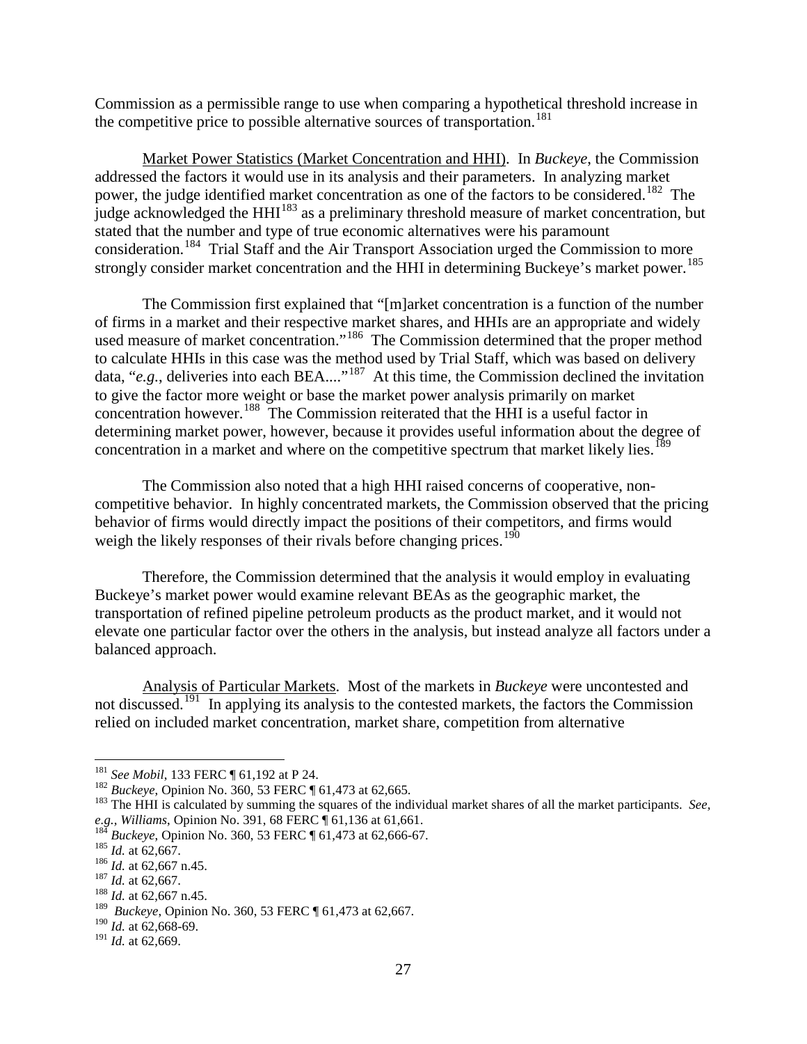Commission as a permissible range to use when comparing a hypothetical threshold increase in the competitive price to possible alternative sources of transportation.[181]

Market Power Statistics (Market Concentration and HHI). In *Buckeye*, the Commission addressed the factors it would use in its analysis and their parameters. In analyzing market power, the judge identified market concentration as one of the factors to be considered.[182] The judge acknowledged the HHI[183] as a preliminary threshold measure of market concentration, but stated that the number and type of true economic alternatives were his paramount consideration.[184] Trial Staff and the Air Transport Association urged the Commission to more strongly consider market concentration and the HHI in determining Buckeye's market power.[185]

The Commission first explained that "[m]arket concentration is a function of the number of firms in a market and their respective market shares, and HHIs are an appropriate and widely used measure of market concentration."[186] The Commission determined that the proper method to calculate HHIs in this case was the method used by Trial Staff, which was based on delivery data, "*e.g.*, deliveries into each BEA...."[187] At this time, the Commission declined the invitation to give the factor more weight or base the market power analysis primarily on market concentration however.[188] The Commission reiterated that the HHI is a useful factor in determining market power, however, because it provides useful information about the degree of concentration in a market and where on the competitive spectrum that market likely lies.[189]

The Commission also noted that a high HHI raised concerns of cooperative, non-competitive behavior. In highly concentrated markets, the Commission observed that the pricing behavior of firms would directly impact the positions of their competitors, and firms would weigh the likely responses of their rivals before changing prices.[190]

Therefore, the Commission determined that the analysis it would employ in evaluating Buckeye's market power would examine relevant BEAs as the geographic market, the transportation of refined pipeline petroleum products as the product market, and it would not elevate one particular factor over the others in the analysis, but instead analyze all factors under a balanced approach.

Analysis of Particular Markets. Most of the markets in *Buckeye* were uncontested and not discussed.[191] In applying its analysis to the contested markets, the factors the Commission relied on included market concentration, market share, competition from alternative

---

[181] *See Mobil*, 133 FERC ¶ 61,192 at P 24.

[182] *Buckeye*, Opinion No. 360, 53 FERC ¶ 61,473 at 62,665.

[183] The HHI is calculated by summing the squares of the individual market shares of all the market participants. *See, e.g.*, *Williams*, Opinion No. 391, 68 FERC ¶ 61,136 at 61,661.

[184] *Buckeye*, Opinion No. 360, 53 FERC ¶ 61,473 at 62,666-67.

[185] *Id.* at 62,667.

[186] *Id.* at 62,667 n.45.

[187] *Id.* at 62,667.

[188] *Id.* at 62,667 n.45.

[189] *Buckeye*, Opinion No. 360, 53 FERC ¶ 61,473 at 62,667.

[190] *Id.* at 62,668-69.

[191] *Id.* at 62,669.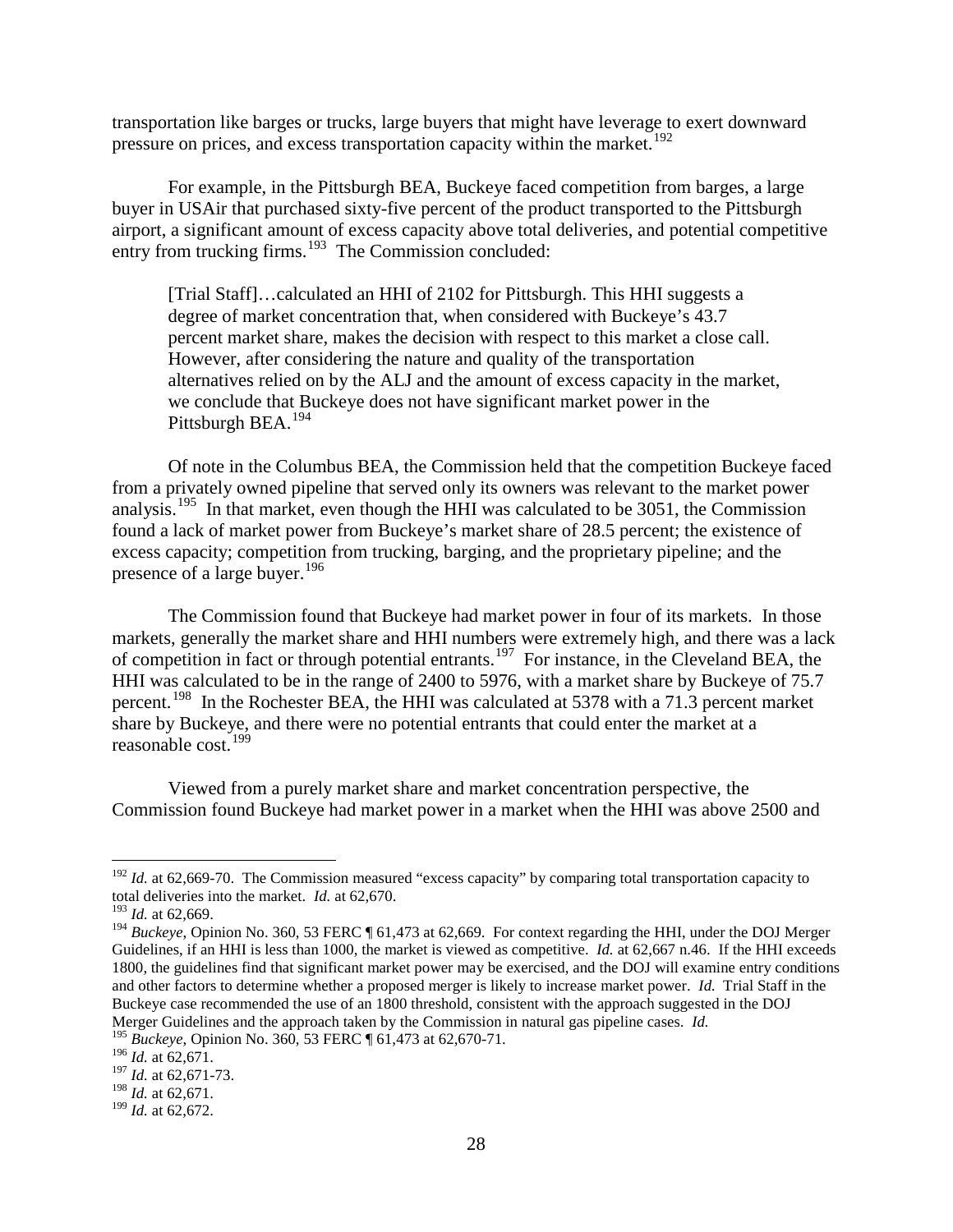transportation like barges or trucks, large buyers that might have leverage to exert downward pressure on prices, and excess transportation capacity within the market.[192]

For example, in the Pittsburgh BEA, Buckeye faced competition from barges, a large buyer in USAir that purchased sixty-five percent of the product transported to the Pittsburgh airport, a significant amount of excess capacity above total deliveries, and potential competitive entry from trucking firms.[193] The Commission concluded:

> [Trial Staff]…calculated an HHI of 2102 for Pittsburgh. This HHI suggests a degree of market concentration that, when considered with Buckeye's 43.7 percent market share, makes the decision with respect to this market a close call. However, after considering the nature and quality of the transportation alternatives relied on by the ALJ and the amount of excess capacity in the market, we conclude that Buckeye does not have significant market power in the Pittsburgh BEA.[194]

Of note in the Columbus BEA, the Commission held that the competition Buckeye faced from a privately owned pipeline that served only its owners was relevant to the market power analysis.[195] In that market, even though the HHI was calculated to be 3051, the Commission found a lack of market power from Buckeye's market share of 28.5 percent; the existence of excess capacity; competition from trucking, barging, and the proprietary pipeline; and the presence of a large buyer.[196]

The Commission found that Buckeye had market power in four of its markets. In those markets, generally the market share and HHI numbers were extremely high, and there was a lack of competition in fact or through potential entrants.[197] For instance, in the Cleveland BEA, the HHI was calculated to be in the range of 2400 to 5976, with a market share by Buckeye of 75.7 percent.[198] In the Rochester BEA, the HHI was calculated at 5378 with a 71.3 percent market share by Buckeye, and there were no potential entrants that could enter the market at a reasonable cost.[199]

Viewed from a purely market share and market concentration perspective, the Commission found Buckeye had market power in a market when the HHI was above 2500 and

---

[192] *Id.* at 62,669-70. The Commission measured "excess capacity" by comparing total transportation capacity to total deliveries into the market. *Id.* at 62,670.

[193] *Id.* at 62,669.

[194] *Buckeye*, Opinion No. 360, 53 FERC ¶ 61,473 at 62,669. For context regarding the HHI, under the DOJ Merger Guidelines, if an HHI is less than 1000, the market is viewed as competitive. *Id.* at 62,667 n.46. If the HHI exceeds 1800, the guidelines find that significant market power may be exercised, and the DOJ will examine entry conditions and other factors to determine whether a proposed merger is likely to increase market power. *Id.* Trial Staff in the Buckeye case recommended the use of an 1800 threshold, consistent with the approach suggested in the DOJ Merger Guidelines and the approach taken by the Commission in natural gas pipeline cases. *Id.*

[195] *Buckeye*, Opinion No. 360, 53 FERC ¶ 61,473 at 62,670-71.

[196] *Id.* at 62,671.

[197] *Id.* at 62,671-73.

[198] *Id.* at 62,671.

[199] *Id.* at 62,672.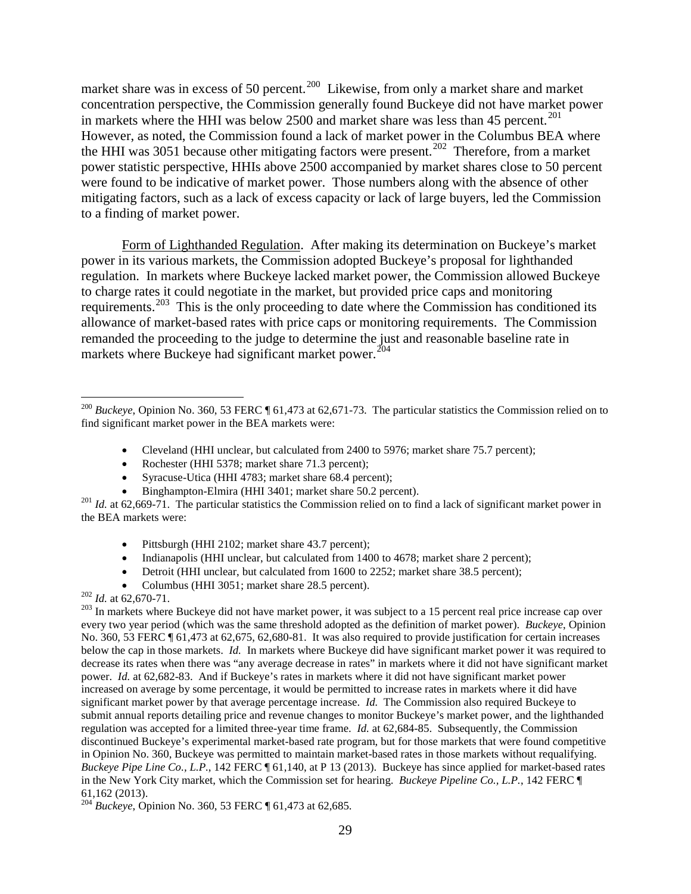market share was in excess of 50 percent.[200] Likewise, from only a market share and market concentration perspective, the Commission generally found Buckeye did not have market power in markets where the HHI was below 2500 and market share was less than 45 percent.[201] However, as noted, the Commission found a lack of market power in the Columbus BEA where the HHI was 3051 because other mitigating factors were present.[202] Therefore, from a market power statistic perspective, HHIs above 2500 accompanied by market shares close to 50 percent were found to be indicative of market power. Those numbers along with the absence of other mitigating factors, such as a lack of excess capacity or lack of large buyers, led the Commission to a finding of market power.

Form of Lighthanded Regulation. After making its determination on Buckeye's market power in its various markets, the Commission adopted Buckeye's proposal for lighthanded regulation. In markets where Buckeye lacked market power, the Commission allowed Buckeye to charge rates it could negotiate in the market, but provided price caps and monitoring requirements.[203] This is the only proceeding to date where the Commission has conditioned its allowance of market-based rates with price caps or monitoring requirements. The Commission remanded the proceeding to the judge to determine the just and reasonable baseline rate in markets where Buckeye had significant market power.[204]

---

[200] *Buckeye*, Opinion No. 360, 53 FERC ¶ 61,473 at 62,671-73. The particular statistics the Commission relied on to find significant market power in the BEA markets were:

- Cleveland (HHI unclear, but calculated from 2400 to 5976; market share 75.7 percent);
- Rochester (HHI 5378; market share 71.3 percent);
- Syracuse-Utica (HHI 4783; market share 68.4 percent);
- Binghampton-Elmira (HHI 3401; market share 50.2 percent).

[201] *Id.* at 62,669-71. The particular statistics the Commission relied on to find a lack of significant market power in the BEA markets were:

- Pittsburgh (HHI 2102; market share 43.7 percent);
- Indianapolis (HHI unclear, but calculated from 1400 to 4678; market share 2 percent);
- Detroit (HHI unclear, but calculated from 1600 to 2252; market share 38.5 percent);
- Columbus (HHI 3051; market share 28.5 percent).

[202] *Id.* at 62,670-71.

[203] In markets where Buckeye did not have market power, it was subject to a 15 percent real price increase cap over every two year period (which was the same threshold adopted as the definition of market power). *Buckeye*, Opinion No. 360, 53 FERC ¶ 61,473 at 62,675, 62,680-81. It was also required to provide justification for certain increases below the cap in those markets. *Id.* In markets where Buckeye did have significant market power it was required to decrease its rates when there was "any average decrease in rates" in markets where it did not have significant market power. *Id.* at 62,682-83. And if Buckeye's rates in markets where it did not have significant market power increased on average by some percentage, it would be permitted to increase rates in markets where it did have significant market power by that average percentage increase. *Id.* The Commission also required Buckeye to submit annual reports detailing price and revenue changes to monitor Buckeye's market power, and the lighthanded regulation was accepted for a limited three-year time frame. *Id.* at 62,684-85. Subsequently, the Commission discontinued Buckeye's experimental market-based rate program, but for those markets that were found competitive in Opinion No. 360, Buckeye was permitted to maintain market-based rates in those markets without requalifying. *Buckeye Pipe Line Co., L.P.*, 142 FERC ¶ 61,140, at P 13 (2013). Buckeye has since applied for market-based rates in the New York City market, which the Commission set for hearing. *Buckeye Pipeline Co., L.P.*, 142 FERC ¶ 61,162 (2013).

[204] *Buckeye*, Opinion No. 360, 53 FERC ¶ 61,473 at 62,685.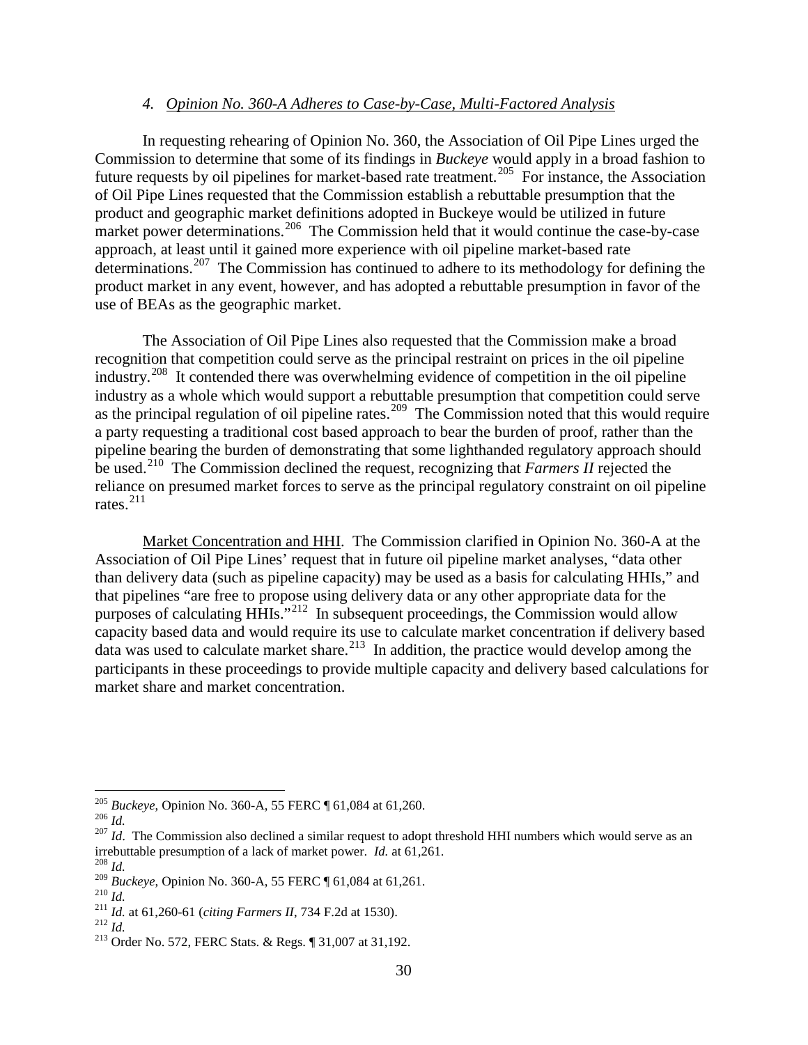#### 4. *Opinion No. 360-A Adheres to Case-by-Case, Multi-Factored Analysis*

In requesting rehearing of Opinion No. 360, the Association of Oil Pipe Lines urged the Commission to determine that some of its findings in *Buckeye* would apply in a broad fashion to future requests by oil pipelines for market-based rate treatment.[205] For instance, the Association of Oil Pipe Lines requested that the Commission establish a rebuttable presumption that the product and geographic market definitions adopted in Buckeye would be utilized in future market power determinations.[206] The Commission held that it would continue the case-by-case approach, at least until it gained more experience with oil pipeline market-based rate determinations.[207] The Commission has continued to adhere to its methodology for defining the product market in any event, however, and has adopted a rebuttable presumption in favor of the use of BEAs as the geographic market.

The Association of Oil Pipe Lines also requested that the Commission make a broad recognition that competition could serve as the principal restraint on prices in the oil pipeline industry.[208] It contended there was overwhelming evidence of competition in the oil pipeline industry as a whole which would support a rebuttable presumption that competition could serve as the principal regulation of oil pipeline rates.[209] The Commission noted that this would require a party requesting a traditional cost based approach to bear the burden of proof, rather than the pipeline bearing the burden of demonstrating that some lighthanded regulatory approach should be used.[210] The Commission declined the request, recognizing that *Farmers II* rejected the reliance on presumed market forces to serve as the principal regulatory constraint on oil pipeline rates.[211]

<u>Market Concentration and HHI</u>. The Commission clarified in Opinion No. 360-A at the Association of Oil Pipe Lines' request that in future oil pipeline market analyses, "data other than delivery data (such as pipeline capacity) may be used as a basis for calculating HHIs," and that pipelines "are free to propose using delivery data or any other appropriate data for the purposes of calculating HHIs."[212] In subsequent proceedings, the Commission would allow capacity based data and would require its use to calculate market concentration if delivery based data was used to calculate market share.[213] In addition, the practice would develop among the participants in these proceedings to provide multiple capacity and delivery based calculations for market share and market concentration.

---

[205] *Buckeye*, Opinion No. 360-A, 55 FERC ¶ 61,084 at 61,260.
[206] *Id.*
[207] *Id*. The Commission also declined a similar request to adopt threshold HHI numbers which would serve as an irrebuttable presumption of a lack of market power. *Id.* at 61,261.
[208] *Id.*
[209] *Buckeye*, Opinion No. 360-A, 55 FERC ¶ 61,084 at 61,261.
[210] *Id.*
[211] *Id.* at 61,260-61 (*citing Farmers II*, 734 F.2d at 1530).
[212] *Id.*
[213] Order No. 572, FERC Stats. & Regs. ¶ 31,007 at 31,192.